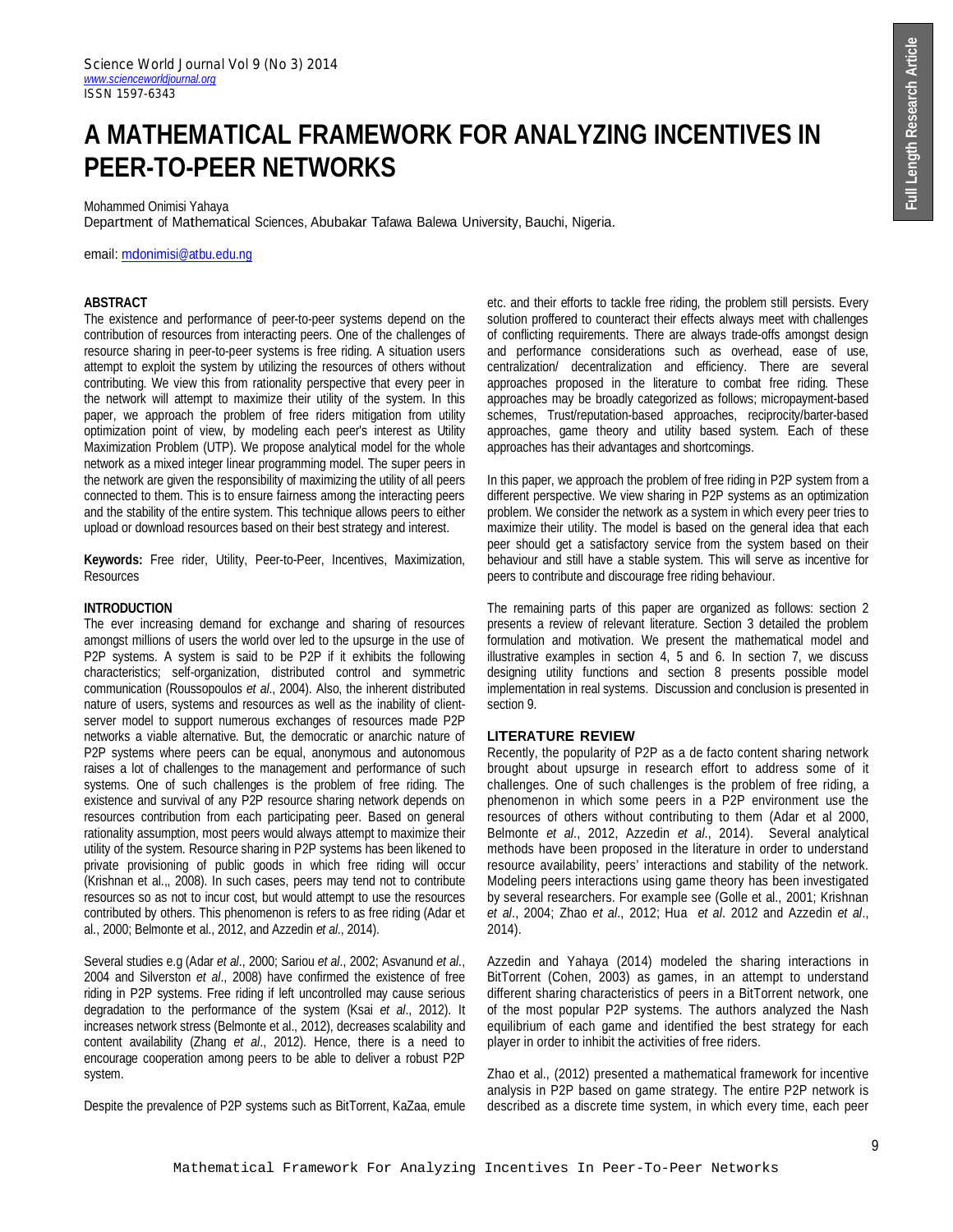# A MATHEMATICAL FRAMEWORK FOR ANALYZING INCENTIVES IN PEER-TO-PEER NETWORKS

Mohammed Onimisi Yahaya
Department of Mathematical Sciences, Abubakar Tafawa Balewa University, Bauchi, Nigeria.

email: mdonimisi@atbu.edu.ng

## ABSTRACT

The existence and performance of peer-to-peer systems depend on the contribution of resources from interacting peers. One of the challenges of resource sharing in peer-to-peer systems is free riding. A situation users attempt to exploit the system by utilizing the resources of others without contributing. We view this from rationality perspective that every peer in the network will attempt to maximize their utility of the system. In this paper, we approach the problem of free riders mitigation from utility optimization point of view, by modeling each peer's interest as Utility Maximization Problem (UTP). We propose analytical model for the whole network as a mixed integer linear programming model. The super peers in the network are given the responsibility of maximizing the utility of all peers connected to them. This is to ensure fairness among the interacting peers and the stability of the entire system. This technique allows peers to either upload or download resources based on their best strategy and interest.

**Keywords:** Free rider, Utility, Peer-to-Peer, Incentives, Maximization, Resources

## INTRODUCTION

The ever increasing demand for exchange and sharing of resources amongst millions of users the world over led to the upsurge in the use of P2P systems. A system is said to be P2P if it exhibits the following characteristics; self-organization, distributed control and symmetric communication (Roussopoulos *et al*., 2004). Also, the inherent distributed nature of users, systems and resources as well as the inability of client-server model to support numerous exchanges of resources made P2P networks a viable alternative. But, the democratic or anarchic nature of P2P systems where peers can be equal, anonymous and autonomous raises a lot of challenges to the management and performance of such systems. One of such challenges is the problem of free riding. The existence and survival of any P2P resource sharing network depends on resources contribution from each participating peer. Based on general rationality assumption, most peers would always attempt to maximize their utility of the system. Resource sharing in P2P systems has been likened to private provisioning of public goods in which free riding will occur (Krishnan et al.,, 2008). In such cases, peers may tend not to contribute resources so as not to incur cost, but would attempt to use the resources contributed by others. This phenomenon is refers to as free riding (Adar et al., 2000; Belmonte et al., 2012, and Azzedin *et al*., 2014).

Several studies e.g (Adar *et al*., 2000; Sariou *et al*., 2002; Asvanund *et al*., 2004 and Silverston *et al*., 2008) have confirmed the existence of free riding in P2P systems. Free riding if left uncontrolled may cause serious degradation to the performance of the system (Ksai *et al*., 2012). It increases network stress (Belmonte et al., 2012), decreases scalability and content availability (Zhang *et al*., 2012). Hence, there is a need to encourage cooperation among peers to be able to deliver a robust P2P system.

Despite the prevalence of P2P systems such as BitTorrent, KaZaa, emule etc. and their efforts to tackle free riding, the problem still persists. Every solution proffered to counteract their effects always meet with challenges of conflicting requirements. There are always trade-offs amongst design and performance considerations such as overhead, ease of use, centralization/ decentralization and efficiency. There are several approaches proposed in the literature to combat free riding. These approaches may be broadly categorized as follows; micropayment-based schemes, Trust/reputation-based approaches, reciprocity/barter-based approaches, game theory and utility based system. Each of these approaches has their advantages and shortcomings.

In this paper, we approach the problem of free riding in P2P system from a different perspective. We view sharing in P2P systems as an optimization problem. We consider the network as a system in which every peer tries to maximize their utility. The model is based on the general idea that each peer should get a satisfactory service from the system based on their behaviour and still have a stable system. This will serve as incentive for peers to contribute and discourage free riding behaviour.

The remaining parts of this paper are organized as follows: section 2 presents a review of relevant literature. Section 3 detailed the problem formulation and motivation. We present the mathematical model and illustrative examples in section 4, 5 and 6. In section 7, we discuss designing utility functions and section 8 presents possible model implementation in real systems. Discussion and conclusion is presented in section 9.

## LITERATURE REVIEW

Recently, the popularity of P2P as a de facto content sharing network brought about upsurge in research effort to address some of it challenges. One of such challenges is the problem of free riding, a phenomenon in which some peers in a P2P environment use the resources of others without contributing to them (Adar et al 2000, Belmonte *et al*., 2012, Azzedin *et al*., 2014). Several analytical methods have been proposed in the literature in order to understand resource availability, peers' interactions and stability of the network. Modeling peers interactions using game theory has been investigated by several researchers. For example see (Golle et al., 2001; Krishnan *et al*., 2004; Zhao *et al*., 2012; Hua *et al*. 2012 and Azzedin *et al*., 2014).

Azzedin and Yahaya (2014) modeled the sharing interactions in BitTorrent (Cohen, 2003) as games, in an attempt to understand different sharing characteristics of peers in a BitTorrent network, one of the most popular P2P systems. The authors analyzed the Nash equilibrium of each game and identified the best strategy for each player in order to inhibit the activities of free riders.

Zhao et al., (2012) presented a mathematical framework for incentive analysis in P2P based on game strategy. The entire P2P network is described as a discrete time system, in which every time, each peer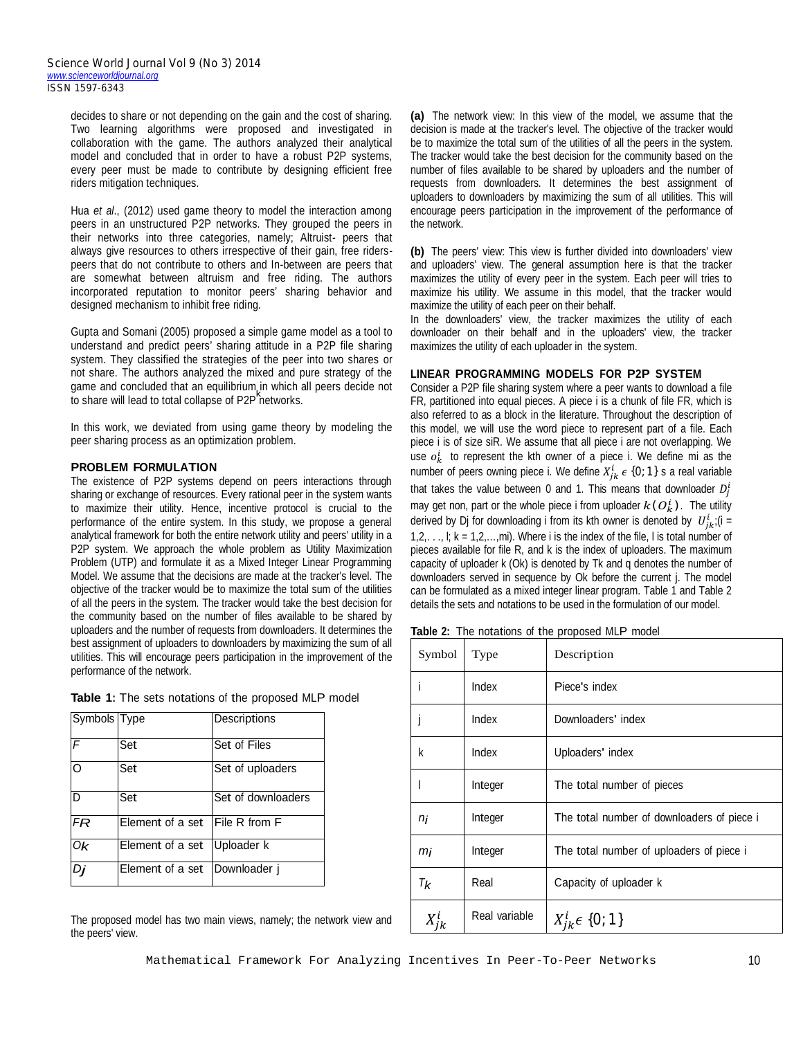decides to share or not depending on the gain and the cost of sharing. Two learning algorithms were proposed and investigated in collaboration with the game. The authors analyzed their analytical model and concluded that in order to have a robust P2P systems, every peer must be made to contribute by designing efficient free riders mitigation techniques.

Hua *et al*., (2012) used game theory to model the interaction among peers in an unstructured P2P networks. They grouped the peers in their networks into three categories, namely; Altruist- peers that always give resources to others irrespective of their gain, free riders-peers that do not contribute to others and In-between are peers that are somewhat between altruism and free riding. The authors incorporated reputation to monitor peers' sharing behavior and designed mechanism to inhibit free riding.

Gupta and Somani (2005) proposed a simple game model as a tool to understand and predict peers' sharing attitude in a P2P file sharing system. They classified the strategies of the peer into two shares or not share. The authors analyzed the mixed and pure strategy of the game and concluded that an equilibrium in which all peers decide not to share will lead to total collapse of P2P networks.

In this work, we deviated from using game theory by modeling the peer sharing process as an optimization problem.

## PROBLEM FORMULATION

The existence of P2P systems depend on peers interactions through sharing or exchange of resources. Every rational peer in the system wants to maximize their utility. Hence, incentive protocol is crucial to the performance of the entire system. In this study, we propose a general analytical framework for both the entire network utility and peers' utility in a P2P system. We approach the whole problem as Utility Maximization Problem (UTP) and formulate it as a Mixed Integer Linear Programming Model. We assume that the decisions are made at the tracker's level. The objective of the tracker would be to maximize the total sum of the utilities of all the peers in the system. The tracker would take the best decision for the community based on the number of files available to be shared by uploaders and the number of requests from downloaders. It determines the best assignment of uploaders to downloaders by maximizing the sum of all utilities. This will encourage peers participation in the improvement of the performance of the network.

**Table 1:** The sets notations of the proposed MLP model

| Symbols | Type | Descriptions |
|---|---|---|
| $F$ | Set | Set of Files |
| O | Set | Set of uploaders |
| D | Set | Set of downloaders |
| $FR$ | Element of a set | File R from F |
| $O_k$ | Element of a set | Uploader k |
| $D_j$ | Element of a set | Downloader j |

The proposed model has two main views, namely; the network view and the peers' view.

**(a)** The network view: In this view of the model, we assume that the decision is made at the tracker's level. The objective of the tracker would be to maximize the total sum of the utilities of all the peers in the system. The tracker would take the best decision for the community based on the number of files available to be shared by uploaders and the number of requests from downloaders. It determines the best assignment of uploaders to downloaders by maximizing the sum of all utilities. This will encourage peers participation in the improvement of the performance of the network.

**(b)** The peers' view: This view is further divided into downloaders' view and uploaders' view. The general assumption here is that the tracker maximizes the utility of every peer in the system. Each peer will tries to maximize his utility. We assume in this model, that the tracker would maximize the utility of each peer on their behalf.
In the downloaders' view, the tracker maximizes the utility of each downloader on their behalf and in the uploaders' view, the tracker maximizes the utility of each uploader in the system.

## LINEAR PROGRAMMING MODELS FOR P2P SYSTEM

Consider a P2P file sharing system where a peer wants to download a file FR, partitioned into equal pieces. A piece i is a chunk of file FR, which is also referred to as a block in the literature. Throughout the description of this model, we will use the word piece to represent part of a file. Each piece i is of size siR. We assume that all piece i are not overlapping. We use $o_k^i$ to represent the kth owner of a piece i. We define mi as the number of peers owning piece i. We define $X_{jk}^i \epsilon \{0;1\}$ s a real variable that takes the value between 0 and 1. This means that downloader $D_j^i$ may get non, part or the whole piece i from uploader $k(O_k^i)$. The utility derived by Dj for downloading i from its kth owner is denoted by $U_{jk}^i$;(i = 1,2,. . ., l; k = 1,2,…,mi). Where i is the index of the file, l is total number of pieces available for file R, and k is the index of uploaders. The maximum capacity of uploader k (Ok) is denoted by Tk and q denotes the number of downloaders served in sequence by Ok before the current j. The model can be formulated as a mixed integer linear program. Table 1 and Table 2 details the sets and notations to be used in the formulation of our model.

**Table 2:** The notations of the proposed MLP model

| Symbol | Type | Description |
|---|---|---|
| i | Index | Piece's index |
| j | Index | Downloaders' index |
| k | Index | Uploaders' index |
| l | Integer | The total number of pieces |
| $n_i$ | Integer | The total number of downloaders of piece i |
| $m_i$ | Integer | The total number of uploaders of piece i |
| $T_k$ | Real | Capacity of uploader k |
| $X_{jk}^i$ | Real variable | $X_{jk}^i \epsilon \{0;1\}$ |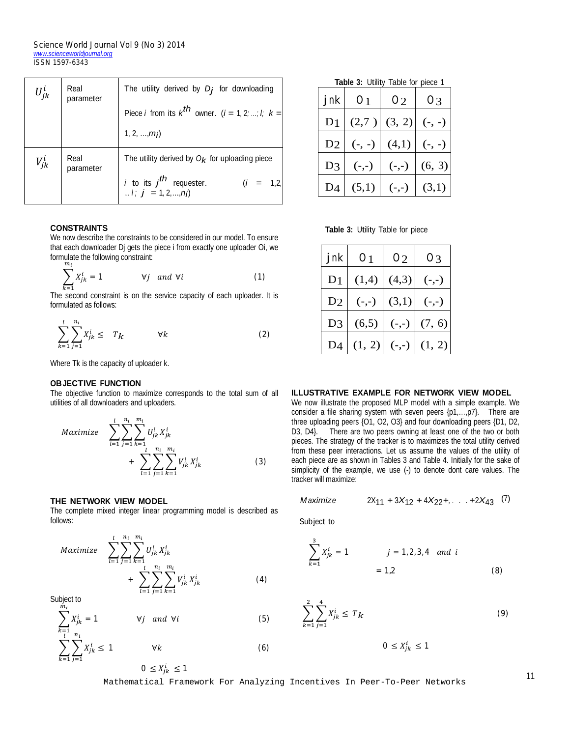| | | |
|---|---|---|
| $U_{jk}^{i}$ | Real parameter | The utility derived by $D_j$ for downloading Piece $i$ from its $k^{th}$ owner. ($i = 1, 2, \ldots, l$; $k = 1, 2, \ldots, m_i$) |
| $V_{jk}^{i}$ | Real parameter | The utility derived by $O_k$ for uploading piece $i$ to its $j^{th}$ requester. ($i = 1, 2, \ldots l$; $j = 1, 2, \ldots, n_i$) |

### CONSTRAINTS

We now describe the constraints to be considered in our model. To ensure that each downloader Dj gets the piece i from exactly one uploader Oi, we formulate the following constraint:

$$\sum_{k=1}^{m_i} X_{jk}^{i} = 1 \qquad \forall j \;\; and \;\; \forall i \tag{1}$$

The second constraint is on the service capacity of each uploader. It is formulated as follows:

$$\sum_{k=1}^{l} \sum_{j=1}^{n_i} X_{jk}^{i} \leq \quad T_k \qquad \forall k \tag{2}$$

Where Tk is the capacity of uploader k.

### OBJECTIVE FUNCTION

The objective function to maximize corresponds to the total sum of all utilities of all downloaders and uploaders.

$$Maximize \quad \sum_{l=1}^{l} \sum_{j=1}^{n_i} \sum_{k=1}^{m_i} U_{jk}^{i} X_{jk}^{i} + \sum_{l=1}^{l} \sum_{j=1}^{n_i} \sum_{k=1}^{m_i} V_{jk}^{i} X_{jk}^{i} \tag{3}$$

### THE NETWORK VIEW MODEL

The complete mixed integer linear programming model is described as follows:

$$Maximize \quad \sum_{l=1}^{l} \sum_{j=1}^{n_i} \sum_{k=1}^{m_i} U_{jk}^{i} X_{jk}^{i} + \sum_{l=1}^{l} \sum_{j=1}^{n_i} \sum_{k=1}^{m_i} V_{jk}^{i} X_{jk}^{i} \tag{4}$$

Subject to

$$\sum_{k=1}^{m_i} X_{jk}^{i} = 1 \qquad \forall j \;\; and \;\; \forall i \tag{5}$$

$$\sum_{k=1}^{l} \sum_{j=1}^{n_i} X_{jk}^{i} \leq 1 \qquad \forall k \tag{6}$$

$$0 \leq X_{jk}^{i} \leq 1$$

**Table 3:** Utility Table for piece 1

| jnk | $O_1$ | $O_2$ | $O_3$ |
|---|---|---|---|
| $D_1$ | (2,7 ) | (3, 2) | (-, -) |
| $D_2$ | (-, -) | (4,1) | (-, -) |
| $D_3$ | (-,-) | (-,-) | (6, 3) |
| $D_4$ | (5,1) | (-,-) | (3,1) |

**Table 3:** Utility Table for piece

| jnk | $O_1$ | $O_2$ | $O_3$ |
|---|---|---|---|
| $D_1$ | (1,4) | (4,3) | (-,-) |
| $D_2$ | (-,-) | (3,1) | (-,-) |
| $D_3$ | (6,5) | (-,-) | (7, 6) |
| $D_4$ | (1, 2) | (-,-) | (1, 2) |

### ILLUSTRATIVE EXAMPLE FOR NETWORK VIEW MODEL

We now illustrate the proposed MLP model with a simple example. We consider a file sharing system with seven peers {p1,...,p7}. There are three uploading peers {O1, O2, O3} and four downloading peers {D1, D2, D3, D4}. There are two peers owning at least one of the two or both pieces. The strategy of the tracker is to maximizes the total utility derived from these peer interactions. Let us assume the values of the utility of each piece are as shown in Tables 3 and Table 4. Initially for the sake of simplicity of the example, we use (-) to denote dont care values. The tracker will maximize:

$$Maximize \qquad 2X_{11} + 3X_{12} + 4X_{22} + \ldots + 2X_{43} \tag{7}$$

Subject to

$$\sum_{k=1}^{3} X_{jk}^{i} = 1 \qquad j = 1,2,3,4 \;\; and \;\; i = 1,2 \tag{8}$$

$$\sum_{k=1}^{2} \sum_{j=1}^{4} X_{jk}^{i} \leq T_k \tag{9}$$

$$0 \leq X_{jk}^{i} \leq 1$$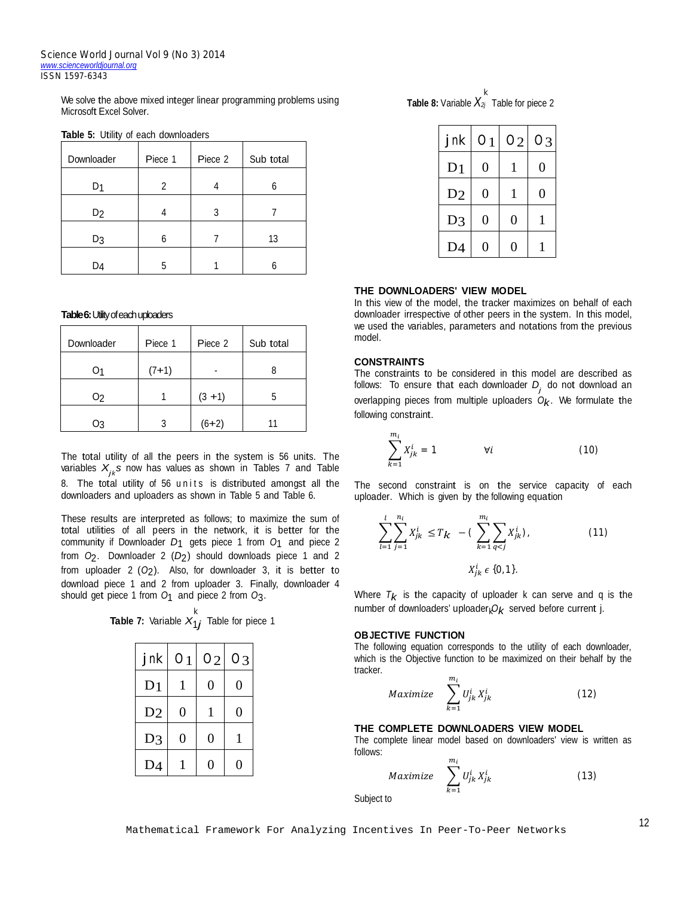We solve the above mixed integer linear programming problems using Microsoft Excel Solver.

**Table 5:** Utility of each downloaders

| Downloader | Piece 1 | Piece 2 | Sub total |
|---|---|---|---|
| $D_1$ | 2 | 4 | 6 |
| $D_2$ | 4 | 3 | 7 |
| $D_3$ | 6 | 7 | 13 |
| $D_4$ | 5 | 1 | 6 |

**Table 6:** Utility of each uploaders

| Downloader | Piece 1 | Piece 2 | Sub total |
|---|---|---|---|
| $O_1$ | (7+1) | - | 8 |
| $O_2$ | 1 | (3 +1) | 5 |
| $O_3$ | 3 | (6+2) | 11 |

The total utility of all the peers in the system is 56 units. The variables $X_{jk}$s now has values as shown in Tables 7 and Table 8. The total utility of 56 units is distributed amongst all the downloaders and uploaders as shown in Table 5 and Table 6.

These results are interpreted as follows; to maximize the sum of total utilities of all peers in the network, it is better for the community if Downloader $D_1$ gets piece 1 from $O_1$ and piece 2 from $O_2$. Downloader 2 ($D_2$) should downloads piece 1 and 2 from uploader 2 ($O_2$). Also, for downloader 3, it is better to download piece 1 and 2 from uploader 3. Finally, downloader 4 should get piece 1 from $O_1$ and piece 2 from $O_3$.

**Table 7:** Variable $X_{1j}^{k}$ Table for piece 1

| jnk | $O_1$ | $O_2$ | $O_3$ |
|---|---|---|---|
| $D_1$ | 1 | 0 | 0 |
| $D_2$ | 0 | 1 | 0 |
| $D_3$ | 0 | 0 | 1 |
| $D_4$ | 1 | 0 | 0 |

**Table 8:** Variable $X_{2j}^{k}$ Table for piece 2

| jnk | $O_1$ | $O_2$ | $O_3$ |
|---|---|---|---|
| $D_1$ | 0 | 1 | 0 |
| $D_2$ | 0 | 1 | 0 |
| $D_3$ | 0 | 0 | 1 |
| $D_4$ | 0 | 0 | 1 |

## THE DOWNLOADERS' VIEW MODEL

In this view of the model, the tracker maximizes on behalf of each downloader irrespective of other peers in the system. In this model, we used the variables, parameters and notations from the previous model.

### CONSTRAINTS

The constraints to be considered in this model are described as follows: To ensure that each downloader $D_j$ do not download an overlapping pieces from multiple uploaders $O_k$. We formulate the following constraint.

$$\sum_{k=1}^{m_i} X_{jk}^{i} = 1 \qquad \forall i \tag{10}$$

The second constraint is on the service capacity of each uploader. Which is given by the following equation

$$\sum_{l=1}^{l}\sum_{j=1}^{n_i} X_{jk}^{i} \leq T_k \; - \left( \sum_{k=1}^{m_i}\sum_{q<j} X_{jk}^{i} \right), \tag{11}$$

$$X_{jk}^{i} \in \{0,1\}.$$

Where $T_k$ is the capacity of uploader k can serve and q is the number of downloaders' uploader $O_k$ served before current j.

### OBJECTIVE FUNCTION

The following equation corresponds to the utility of each downloader, which is the Objective function to be maximized on their behalf by the tracker.

$$Maximize \quad \sum_{k=1}^{m_i} U_{jk}^{i} X_{jk}^{i} \tag{12}$$

## THE COMPLETE DOWNLOADERS VIEW MODEL

The complete linear model based on downloaders' view is written as follows:

$$Maximize \quad \sum_{k=1}^{m_i} U_{jk}^{i} X_{jk}^{i} \tag{13}$$

Subject to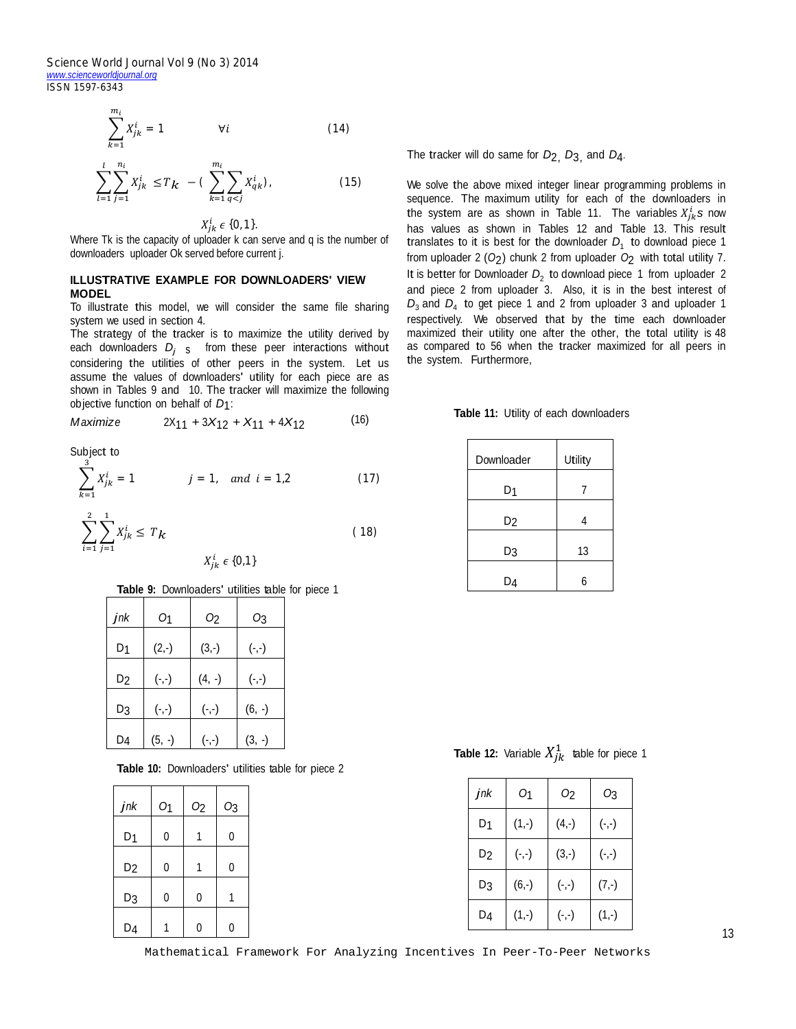$$\sum_{k=1}^{m_i} X_{jk}^{i} = 1 \qquad \forall i \tag{14}$$

$$\sum_{l=1}^{l}\sum_{j=1}^{n_i} X_{jk}^{i} \leq T_k \; - \left( \sum_{k=1}^{m_i}\sum_{q<j} X_{qk}^{i} \right), \tag{15}$$

$$X_{jk}^{i} \in \{0,1\}.$$

Where Tk is the capacity of uploader k can serve and q is the number of downloaders uploader Ok served before current j.

### ILLUSTRATIVE EXAMPLE FOR DOWNLOADERS' VIEW MODEL

To illustrate this model, we will consider the same file sharing system we used in section 4.

The strategy of the tracker is to maximize the utility derived by each downloaders $D_j$ s from these peer interactions without considering the utilities of other peers in the system. Let us assume the values of downloaders' utility for each piece are as shown in Tables 9 and 10. The tracker will maximize the following objective function on behalf of $D_1$:

$$\text{Maximize} \qquad 2X_{11} + 3X_{12} + X_{11} + 4X_{12} \tag{16}$$

Subject to

$$\sum_{k=1}^{3} X_{jk}^{i} = 1 \qquad j = 1, \;\; and \;\; i = 1,2 \tag{17}$$

$$\sum_{i=1}^{2}\sum_{j=1}^{1} X_{jk}^{i} \leq T_k \tag{18}$$

$$X_{jk}^{i} \in \{0,1\}$$

**Table 9:** Downloaders' utilities table for piece 1

| jnk | O1 | O2 | O3 |
|---|---|---|---|
| D1 | (2,-) | (3,-) | (-,-) |
| D2 | (-,-) | (4, -) | (-,-) |
| D3 | (-,-) | (-,-) | (6, -) |
| D4 | (5, -) | (-,-) | (3, -) |

**Table 10:** Downloaders' utilities table for piece 2

| jnk | O1 | O2 | O3 |
|---|---|---|---|
| D1 | 0 | 1 | 0 |
| D2 | 0 | 1 | 0 |
| D3 | 0 | 0 | 1 |
| D4 | 1 | 0 | 0 |

The tracker will do same for $D_2$, $D_3$, and $D_4$.

We solve the above mixed integer linear programming problems in sequence. The maximum utility for each of the downloaders in the system are as shown in Table 11. The variables $X_{jk}^{i}$s now has values as shown in Tables 12 and Table 13. This result translates to it is best for the downloader $D_1$ to download piece 1 from uploader 2 ($O_2$) chunk 2 from uploader $O_2$ with total utility 7. It is better for Downloader $D_2$ to download piece 1 from uploader 2 and piece 2 from uploader 3. Also, it is in the best interest of $D_3$ and $D_4$ to get piece 1 and 2 from uploader 3 and uploader 1 respectively. We observed that by the time each downloader maximized their utility one after the other, the total utility is 48 as compared to 56 when the tracker maximized for all peers in the system. Furthermore,

**Table 11:** Utility of each downloaders

| Downloader | Utility |
|---|---|
| D1 | 7 |
| D2 | 4 |
| D3 | 13 |
| D4 | 6 |

**Table 12:** Variable $X_{jk}^{1}$ table for piece 1

| jnk | O1 | O2 | O3 |
|---|---|---|---|
| D1 | (1,-) | (4,-) | (-,-) |
| D2 | (-,-) | (3,-) | (-,-) |
| D3 | (6,-) | (-,-) | (7,-) |
| D4 | (1,-) | (-,-) | (1,-) |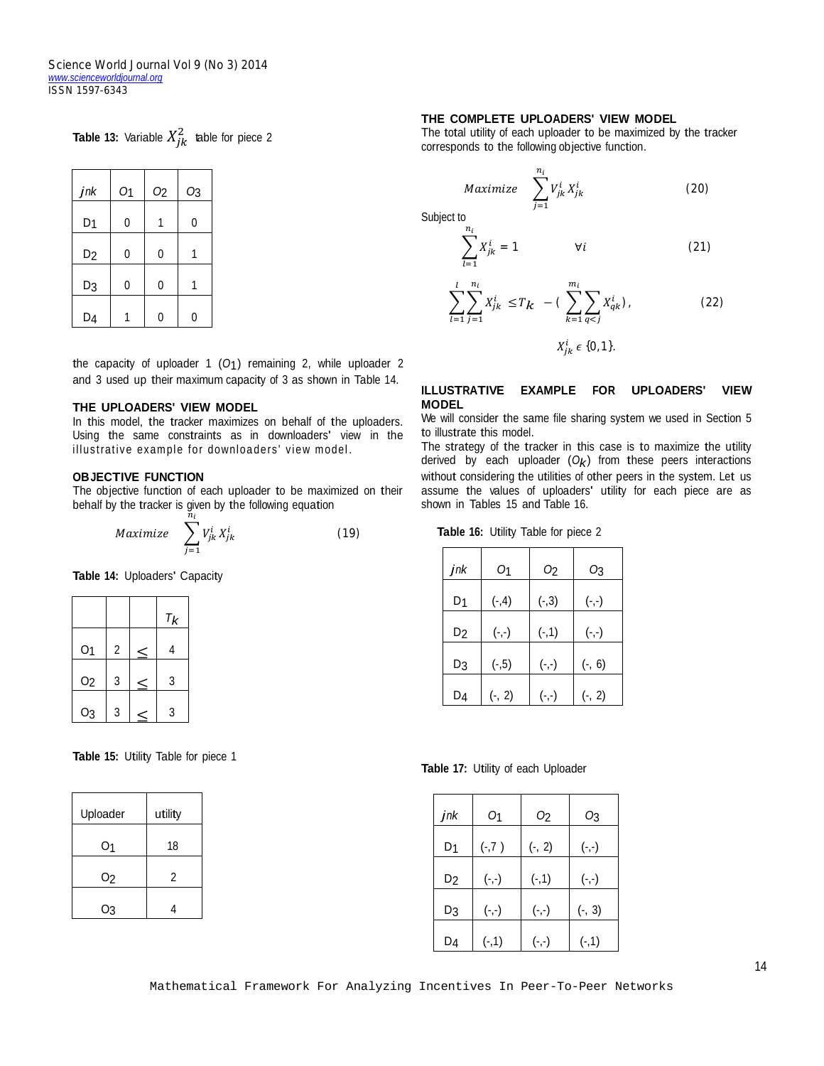**Table 13:** Variable $X_{jk}^{2}$ table for piece 2

| $jnk$ | $O_1$ | $O_2$ | $O_3$ |
|---|---|---|---|
| $D_1$ | 0 | 1 | 0 |
| $D_2$ | 0 | 0 | 1 |
| $D_3$ | 0 | 0 | 1 |
| $D_4$ | 1 | 0 | 0 |

the capacity of uploader 1 ($O_1$) remaining 2, while uploader 2 and 3 used up their maximum capacity of 3 as shown in Table 14.

### THE UPLOADERS' VIEW MODEL

In this model, the tracker maximizes on behalf of the uploaders. Using the same constraints as in downloaders' view in the illustrative example for downloaders' view model.

### OBJECTIVE FUNCTION

The objective function of each uploader to be maximized on their behalf by the tracker is given by the following equation

$$Maximize \sum_{j=1}^{n_i} V_{jk}^{i} X_{jk}^{i} \qquad (19)$$

**Table 14:** Uploaders' Capacity

| | | | $T_k$ |
|---|---|---|---|
| $O_1$ | 2 | $\leq$ | 4 |
| $O_2$ | 3 | $\leq$ | 3 |
| $O_3$ | 3 | $\leq$ | 3 |

**Table 15:** Utility Table for piece 1

| Uploader | utility |
|---|---|
| $O_1$ | 18 |
| $O_2$ | 2 |
| $O_3$ | 4 |

### THE COMPLETE UPLOADERS' VIEW MODEL

The total utility of each uploader to be maximized by the tracker corresponds to the following objective function.

$$Maximize \sum_{j=1}^{n_i} V_{jk}^{i} X_{jk}^{i} \qquad (20)$$

Subject to

$$\sum_{l=1}^{n_i} X_{jk}^{i} = 1 \qquad \forall i \qquad (21)$$

$$\sum_{l=1}^{l} \sum_{j=1}^{n_i} X_{jk}^{i} \leq T_k - \left( \sum_{k=1}^{m_i} \sum_{q<j} X_{qk}^{i} \right), \qquad (22)$$

$$X_{jk}^{i} \epsilon \{0,1\}.$$

### ILLUSTRATIVE EXAMPLE FOR UPLOADERS' VIEW MODEL

We will consider the same file sharing system we used in Section 5 to illustrate this model.

The strategy of the tracker in this case is to maximize the utility derived by each uploader ($O_k$) from these peers interactions without considering the utilities of other peers in the system. Let us assume the values of uploaders' utility for each piece are as shown in Tables 15 and Table 16.

**Table 16:** Utility Table for piece 2

| $jnk$ | $O_1$ | $O_2$ | $O_3$ |
|---|---|---|---|
| $D_1$ | (-,4) | (-,3) | (-,-) |
| $D_2$ | (-,-) | (-,1) | (-,-) |
| $D_3$ | (-,5) | (-,-) | (-, 6) |
| $D_4$ | (-, 2) | (-,-) | (-, 2) |

**Table 17:** Utility of each Uploader

| $jnk$ | $O_1$ | $O_2$ | $O_3$ |
|---|---|---|---|
| $D_1$ | (-,7 ) | (-, 2) | (-,-) |
| $D_2$ | (-,-) | (-,1) | (-,-) |
| $D_3$ | (-,-) | (-,-) | (-, 3) |
| $D_4$ | (-,1) | (-,-) | (-,1) |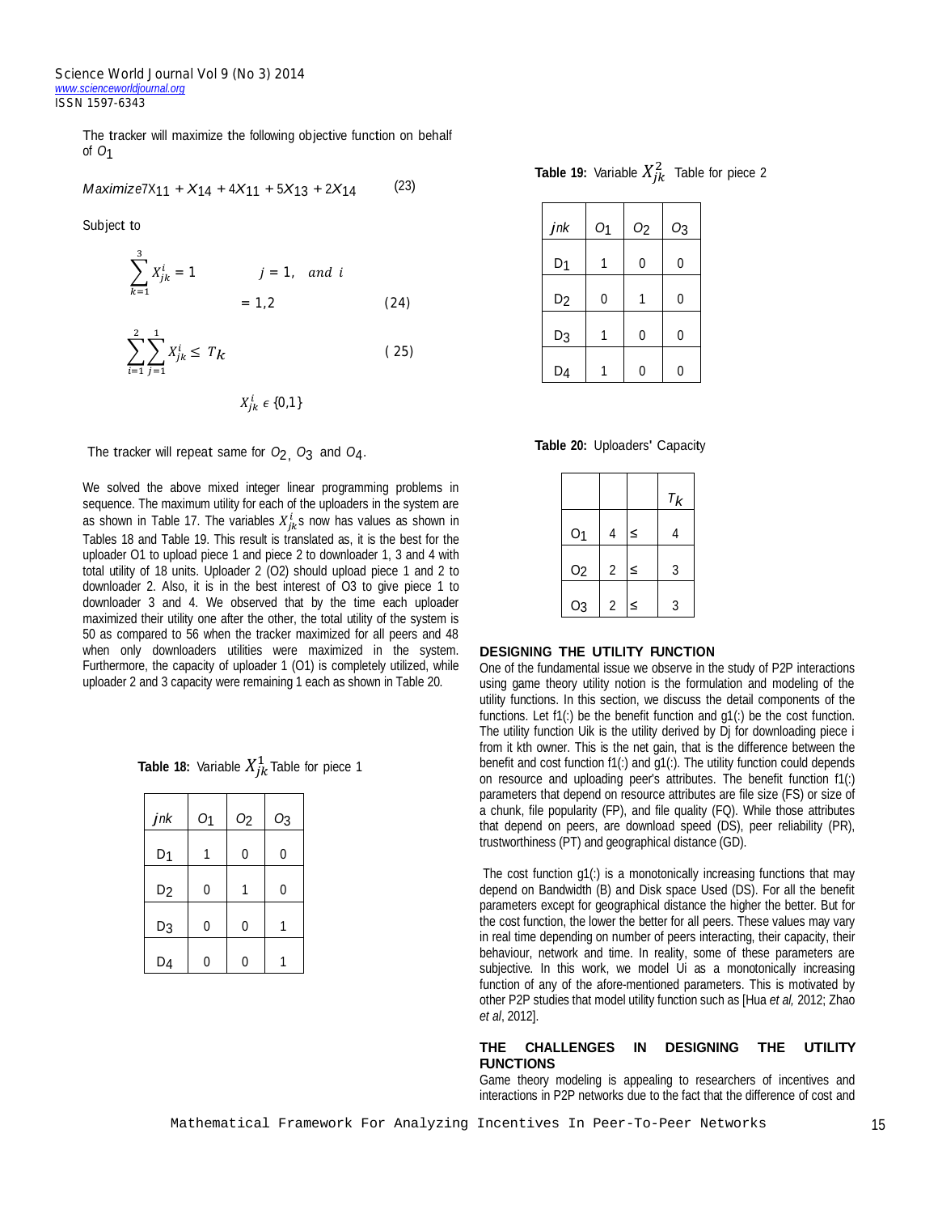The tracker will maximize the following objective function on behalf of $O_1$

$$Maximize\, 7X_{11} + X_{14} + 4X_{11} + 5X_{13} + 2X_{14} \quad (23)$$

Subject to

$$\sum_{k=1}^{3} X_{jk}^{i} = 1 \qquad j = 1, \quad and \ i = 1,2 \quad (24)$$

$$\sum_{i=1}^{2}\sum_{j=1}^{1} X_{jk}^{i} \leq T_k \quad (25)$$

$$X_{jk}^{i} \in \{0,1\}$$

The tracker will repeat same for $O_2$, $O_3$ and $O_4$.

We solved the above mixed integer linear programming problems in sequence. The maximum utility for each of the uploaders in the system are as shown in Table 17. The variables $X_{jk}^{i}$s now has values as shown in Tables 18 and Table 19. This result is translated as, it is the best for the uploader O1 to upload piece 1 and piece 2 to downloader 1, 3 and 4 with total utility of 18 units. Uploader 2 (O2) should upload piece 1 and 2 to downloader 2. Also, it is in the best interest of O3 to give piece 1 to downloader 3 and 4. We observed that by the time each uploader maximized their utility one after the other, the total utility of the system is 50 as compared to 56 when the tracker maximized for all peers and 48 when only downloaders utilities were maximized in the system. Furthermore, the capacity of uploader 1 (O1) is completely utilized, while uploader 2 and 3 capacity were remaining 1 each as shown in Table 20.

**Table 18:** Variable $X_{jk}^{1}$ Table for piece 1

| $jnk$ | $O_1$ | $O_2$ | $O_3$ |
|---|---|---|---|
| $D_1$ | 1 | 0 | 0 |
| $D_2$ | 0 | 1 | 0 |
| $D_3$ | 0 | 0 | 1 |
| $D_4$ | 0 | 0 | 1 |

**Table 19:** Variable $X_{jk}^{2}$ Table for piece 2

| $jnk$ | $O_1$ | $O_2$ | $O_3$ |
|---|---|---|---|
| $D_1$ | 1 | 0 | 0 |
| $D_2$ | 0 | 1 | 0 |
| $D_3$ | 1 | 0 | 0 |
| $D_4$ | 1 | 0 | 0 |

**Table 20:** Uploaders' Capacity

| | | | $T_k$ |
|---|---|---|---|
| $O_1$ | 4 | ≤ | 4 |
| $O_2$ | 2 | ≤ | 3 |
| $O_3$ | 2 | ≤ | 3 |

## DESIGNING THE UTILITY FUNCTION

One of the fundamental issue we observe in the study of P2P interactions using game theory utility notion is the formulation and modeling of the utility functions. In this section, we discuss the detail components of the functions. Let f1(:) be the benefit function and g1(:) be the cost function. The utility function Uik is the utility derived by Dj for downloading piece i from it kth owner. This is the net gain, that is the difference between the benefit and cost function f1(:) and g1(:). The utility function could depends on resource and uploading peer's attributes. The benefit function f1(:) parameters that depend on resource attributes are file size (FS) or size of a chunk, file popularity (FP), and file quality (FQ). While those attributes that depend on peers, are download speed (DS), peer reliability (PR), trustworthiness (PT) and geographical distance (GD).

The cost function g1(:) is a monotonically increasing functions that may depend on Bandwidth (B) and Disk space Used (DS). For all the benefit parameters except for geographical distance the higher the better. But for the cost function, the lower the better for all peers. These values may vary in real time depending on number of peers interacting, their capacity, their behaviour, network and time. In reality, some of these parameters are subjective. In this work, we model Ui as a monotonically increasing function of any of the afore-mentioned parameters. This is motivated by other P2P studies that model utility function such as [Hua *et al,* 2012; Zhao *et al*, 2012].

## THE CHALLENGES IN DESIGNING THE UTILITY FUNCTIONS

Game theory modeling is appealing to researchers of incentives and interactions in P2P networks due to the fact that the difference of cost and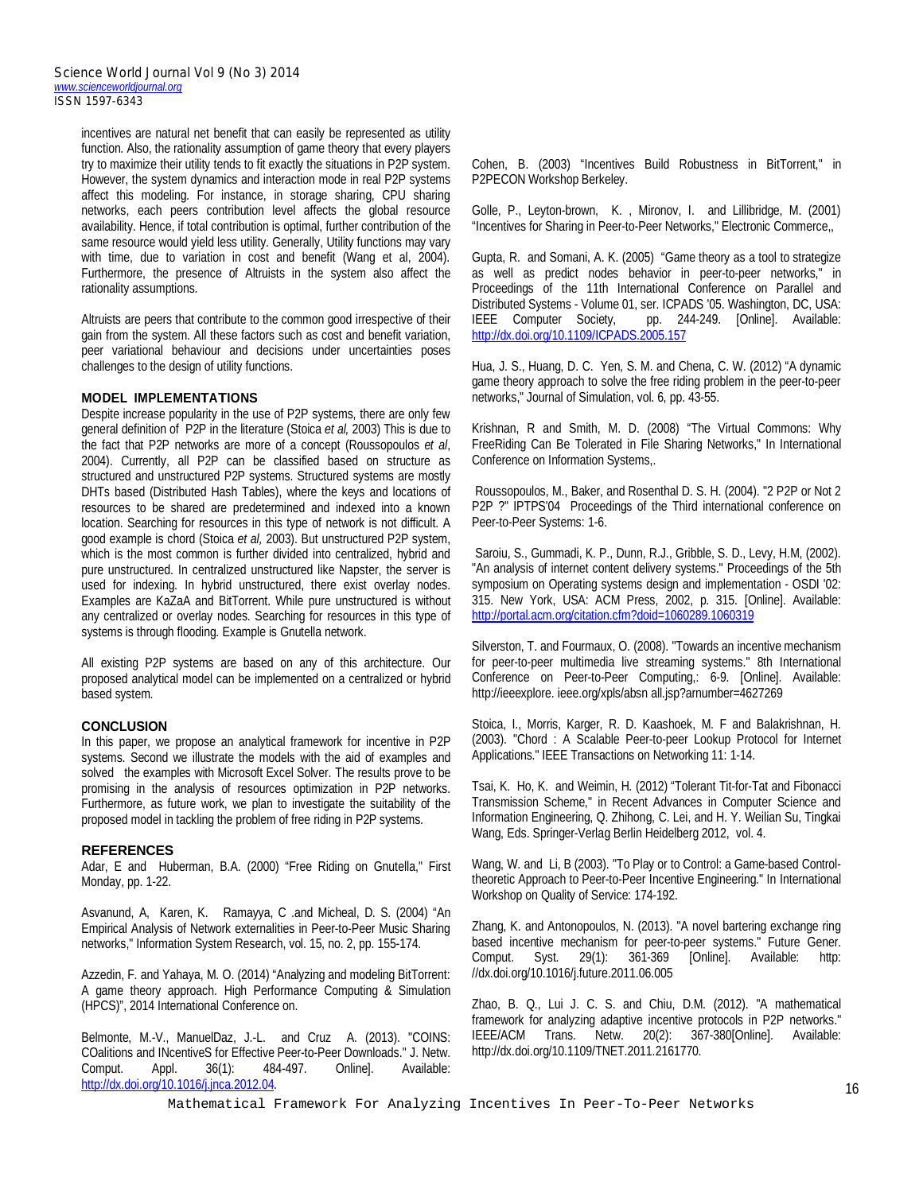incentives are natural net benefit that can easily be represented as utility function. Also, the rationality assumption of game theory that every players try to maximize their utility tends to fit exactly the situations in P2P system. However, the system dynamics and interaction mode in real P2P systems affect this modeling. For instance, in storage sharing, CPU sharing networks, each peers contribution level affects the global resource availability. Hence, if total contribution is optimal, further contribution of the same resource would yield less utility. Generally, Utility functions may vary with time, due to variation in cost and benefit (Wang et al, 2004). Furthermore, the presence of Altruists in the system also affect the rationality assumptions.

Altruists are peers that contribute to the common good irrespective of their gain from the system. All these factors such as cost and benefit variation, peer variational behaviour and decisions under uncertainties poses challenges to the design of utility functions.

## MODEL IMPLEMENTATIONS

Despite increase popularity in the use of P2P systems, there are only few general definition of P2P in the literature (Stoica *et al,* 2003) This is due to the fact that P2P networks are more of a concept (Roussopoulos *et al*, 2004). Currently, all P2P can be classified based on structure as structured and unstructured P2P systems. Structured systems are mostly DHTs based (Distributed Hash Tables), where the keys and locations of resources to be shared are predetermined and indexed into a known location. Searching for resources in this type of network is not difficult. A good example is chord (Stoica *et al,* 2003). But unstructured P2P system, which is the most common is further divided into centralized, hybrid and pure unstructured. In centralized unstructured like Napster, the server is used for indexing. In hybrid unstructured, there exist overlay nodes. Examples are KaZaA and BitTorrent. While pure unstructured is without any centralized or overlay nodes. Searching for resources in this type of systems is through flooding. Example is Gnutella network.

All existing P2P systems are based on any of this architecture. Our proposed analytical model can be implemented on a centralized or hybrid based system.

## CONCLUSION

In this paper, we propose an analytical framework for incentive in P2P systems. Second we illustrate the models with the aid of examples and solved the examples with Microsoft Excel Solver. The results prove to be promising in the analysis of resources optimization in P2P networks. Furthermore, as future work, we plan to investigate the suitability of the proposed model in tackling the problem of free riding in P2P systems.

## REFERENCES

Adar, E and Huberman, B.A. (2000) "Free Riding on Gnutella," First Monday, pp. 1-22.

Asvanund, A, Karen, K. Ramayya, C .and Micheal, D. S. (2004) "An Empirical Analysis of Network externalities in Peer-to-Peer Music Sharing networks," Information System Research, vol. 15, no. 2, pp. 155-174.

Azzedin, F. and Yahaya, M. O. (2014) "Analyzing and modeling BitTorrent: A game theory approach. High Performance Computing & Simulation (HPCS)", 2014 International Conference on.

Belmonte, M.-V., ManuelDaz, J.-L. and Cruz A. (2013). "COINS: COalitions and INcentiveS for Effective Peer-to-Peer Downloads." J. Netw. Comput. Appl. 36(1): 484-497. Online]. Available: http://dx.doi.org/10.1016/j.jnca.2012.04.

Cohen, B. (2003) "Incentives Build Robustness in BitTorrent," in P2PECON Workshop Berkeley.

Golle, P., Leyton-brown, K. , Mironov, I. and Lillibridge, M. (2001) "Incentives for Sharing in Peer-to-Peer Networks," Electronic Commerce,,

Gupta, R. and Somani, A. K. (2005) "Game theory as a tool to strategize as well as predict nodes behavior in peer-to-peer networks," in Proceedings of the 11th International Conference on Parallel and Distributed Systems - Volume 01, ser. ICPADS '05. Washington, DC, USA: IEEE Computer Society, pp. 244-249. [Online]. Available: http://dx.doi.org/10.1109/ICPADS.2005.157

Hua, J. S., Huang, D. C. Yen, S. M. and Chena, C. W. (2012) "A dynamic game theory approach to solve the free riding problem in the peer-to-peer networks," Journal of Simulation, vol. 6, pp. 43-55.

Krishnan, R and Smith, M. D. (2008) "The Virtual Commons: Why FreeRiding Can Be Tolerated in File Sharing Networks," In International Conference on Information Systems,.

Roussopoulos, M., Baker, and Rosenthal D. S. H. (2004). "2 P2P or Not 2 P2P ?" IPTPS'04 Proceedings of the Third international conference on Peer-to-Peer Systems: 1-6.

Saroiu, S., Gummadi, K. P., Dunn, R.J., Gribble, S. D., Levy, H.M, (2002). "An analysis of internet content delivery systems." Proceedings of the 5th symposium on Operating systems design and implementation - OSDI '02: 315. New York, USA: ACM Press, 2002, p. 315. [Online]. Available: http://portal.acm.org/citation.cfm?doid=1060289.1060319

Silverston, T. and Fourmaux, O. (2008). "Towards an incentive mechanism for peer-to-peer multimedia live streaming systems." 8th International Conference on Peer-to-Peer Computing,: 6-9. [Online]. Available: http://ieeexplore. ieee.org/xpls/absn all.jsp?arnumber=4627269

Stoica, I., Morris, Karger, R. D. Kaashoek, M. F and Balakrishnan, H. (2003). "Chord : A Scalable Peer-to-peer Lookup Protocol for Internet Applications." IEEE Transactions on Networking 11: 1-14.

Tsai, K. Ho, K. and Weimin, H. (2012) "Tolerant Tit-for-Tat and Fibonacci Transmission Scheme," in Recent Advances in Computer Science and Information Engineering, Q. Zhihong, C. Lei, and H. Y. Weilian Su, Tingkai Wang, Eds. Springer-Verlag Berlin Heidelberg 2012, vol. 4.

Wang, W. and Li, B (2003). "To Play or to Control: a Game-based Control-theoretic Approach to Peer-to-Peer Incentive Engineering." In International Workshop on Quality of Service: 174-192.

Zhang, K. and Antonopoulos, N. (2013). "A novel bartering exchange ring based incentive mechanism for peer-to-peer systems." Future Gener. Comput. Syst. 29(1): 361-369 [Online]. Available: http: //dx.doi.org/10.1016/j.future.2011.06.005

Zhao, B. Q., Lui J. C. S. and Chiu, D.M. (2012). "A mathematical framework for analyzing adaptive incentive protocols in P2P networks." IEEE/ACM Trans. Netw. 20(2): 367-380[Online]. Available: http://dx.doi.org/10.1109/TNET.2011.2161770.